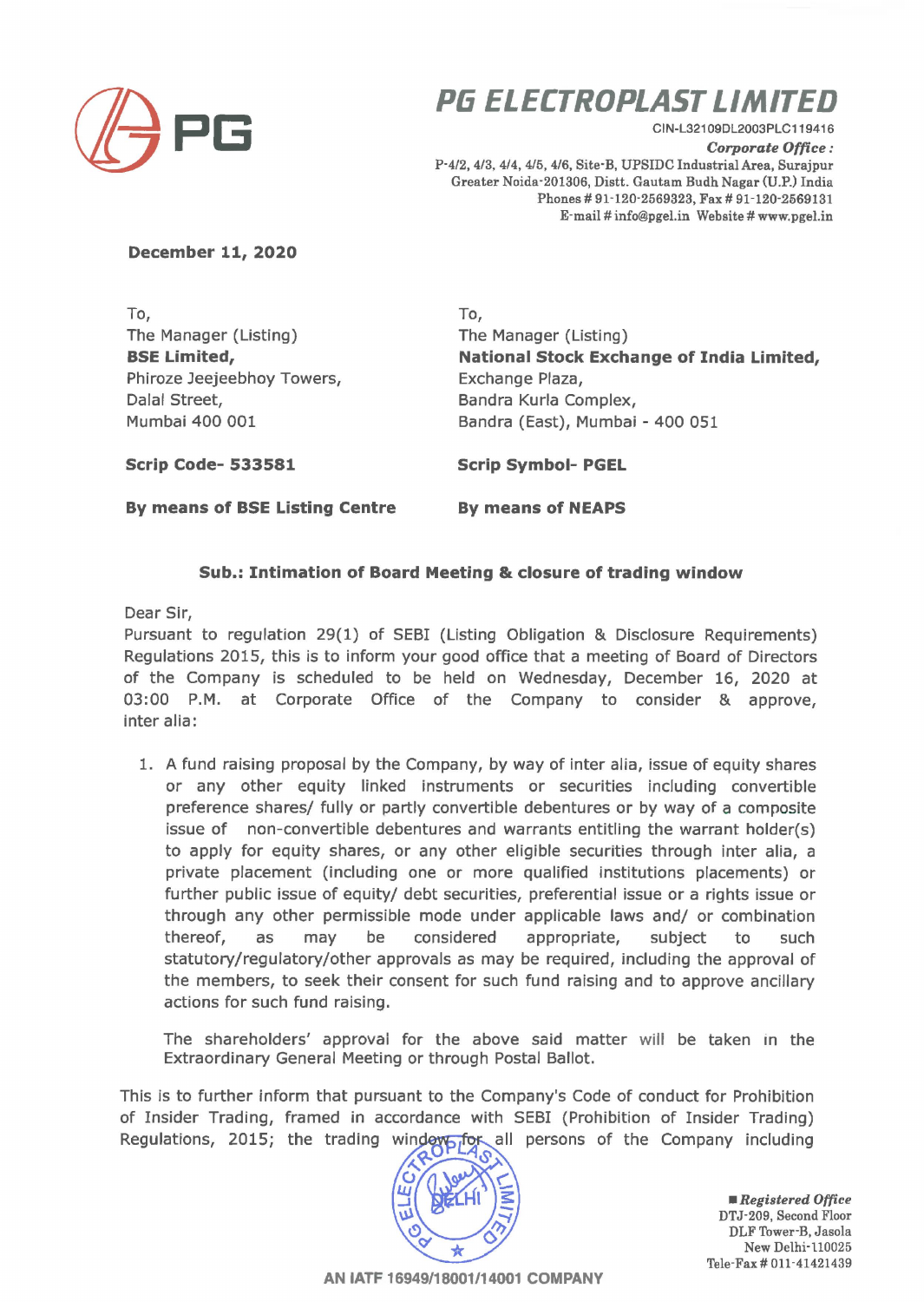# PG ELECTROPLAST LIMITED

CIN-L32109DL2003PLC119416

***Corporate Office :***
P-4/2, 4/3, 4/4, 4/5, 4/6, Site-B, UPSIDC Industrial Area, Surajpur
Greater Noida-201306, Distt. Gautam Budh Nagar (U.P.) India
Phones # 91-120-2569323, Fax # 91-120-2569131
E-mail # info@pgel.in Website # www.pgel.in

**December 11, 2020**

To,
The Manager (Listing)
**BSE Limited,**
Phiroze Jeejeebhoy Towers,
Dalal Street,
Mumbai 400 001

**Scrip Code- 533581**

**By means of BSE Listing Centre**

To,
The Manager (Listing)
**National Stock Exchange of India Limited,**
Exchange Plaza,
Bandra Kurla Complex,
Bandra (East), Mumbai - 400 051

**Scrip Symbol- PGEL**

**By means of NEAPS**

**Sub.: Intimation of Board Meeting & closure of trading window**

Dear Sir,
Pursuant to regulation 29(1) of SEBI (Listing Obligation & Disclosure Requirements) Regulations 2015, this is to inform your good office that a meeting of Board of Directors of the Company is scheduled to be held on Wednesday, December 16, 2020 at 03:00 P.M. at Corporate Office of the Company to consider & approve, inter alia:

1. A fund raising proposal by the Company, by way of inter alia, issue of equity shares or any other equity linked instruments or securities including convertible preference shares/ fully or partly convertible debentures or by way of a composite issue of non-convertible debentures and warrants entitling the warrant holder(s) to apply for equity shares, or any other eligible securities through inter alia, a private placement (including one or more qualified institutions placements) or further public issue of equity/ debt securities, preferential issue or a rights issue or through any other permissible mode under applicable laws and/ or combination thereof, as may be considered appropriate, subject to such statutory/regulatory/other approvals as may be required, including the approval of the members, to seek their consent for such fund raising and to approve ancillary actions for such fund raising.

   The shareholders' approval for the above said matter will be taken in the Extraordinary General Meeting or through Postal Ballot.

This is to further inform that pursuant to the Company's Code of conduct for Prohibition of Insider Trading, framed in accordance with SEBI (Prohibition of Insider Trading) Regulations, 2015; the trading window for all persons of the Company including

■ ***Registered Office***
DTJ-209, Second Floor
DLF Tower-B, Jasola
New Delhi-110025
Tele-Fax # 011-41421439

AN IATF 16949/18001/14001 COMPANY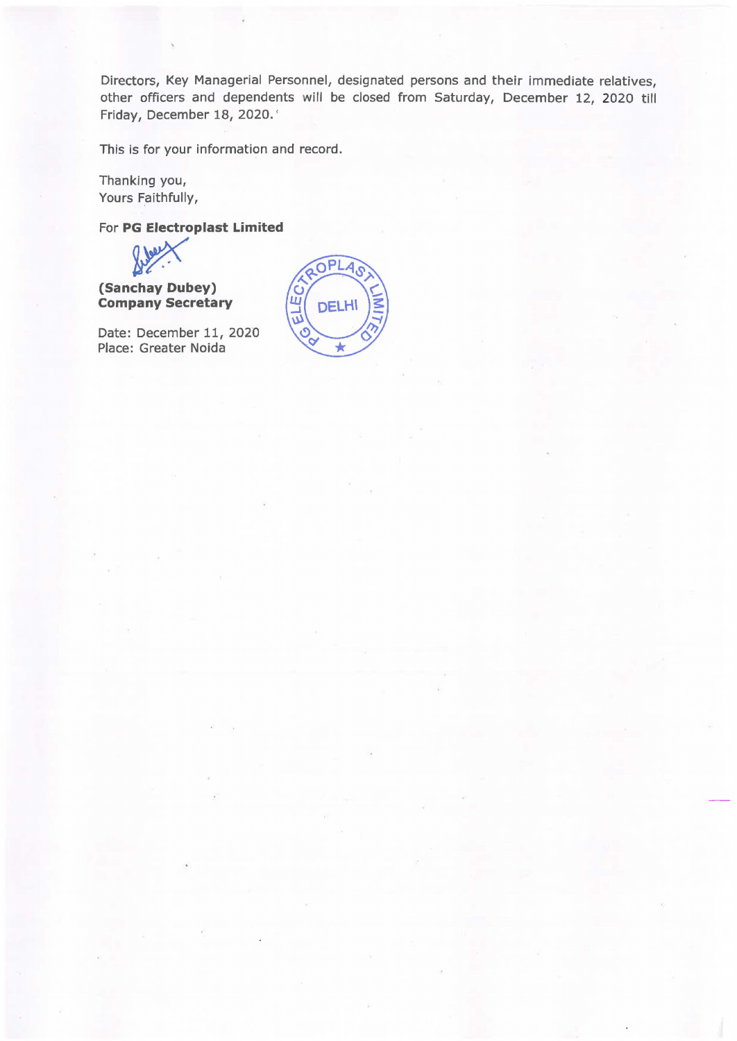Directors, Key Managerial Personnel, designated persons and their immediate relatives, other officers and dependents will be closed from Saturday, December 12, 2020 till Friday, December 18, 2020.

This is for your information and record.

Thanking you,
Yours Faithfully,

For **PG Electroplast Limited**

**(Sanchay Dubey)**
**Company Secretary**

Date: December 11, 2020
Place: Greater Noida